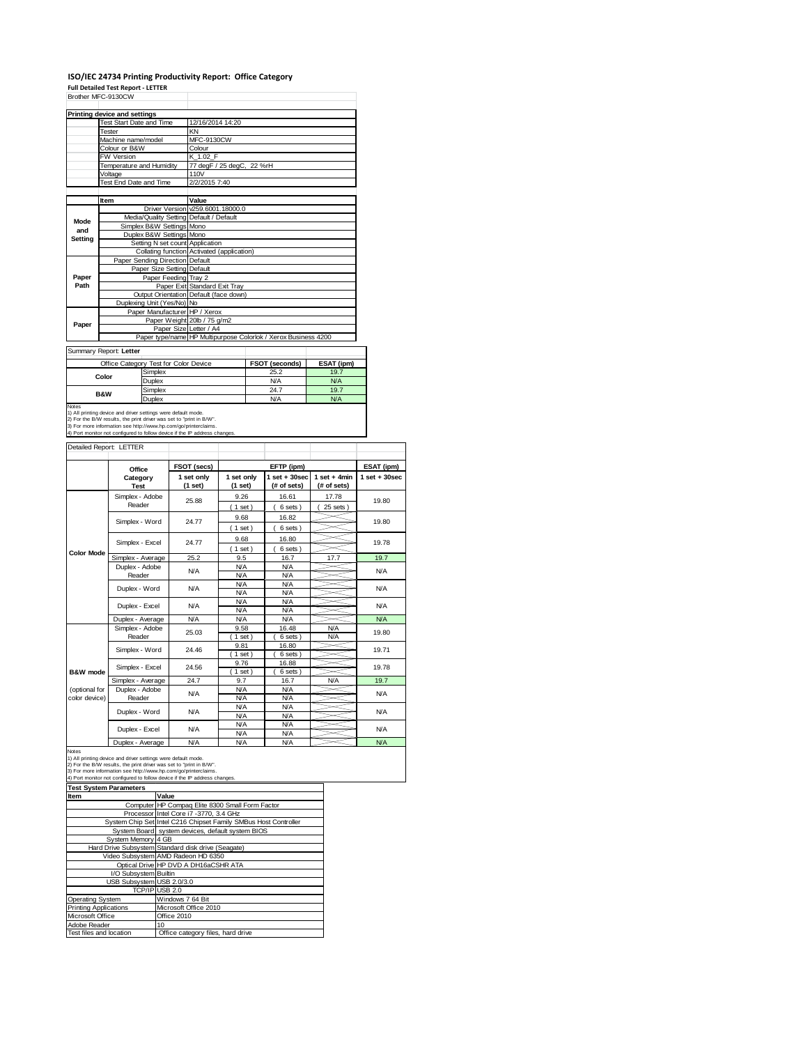# ISO/IEC 24734 Printing Productivity Report: Office Category

**Full Detailed Test Report - LETTER**

Brother MFC-9130CW

| Printing device and settings | |
|---|---|
| Test Start Date and Time | 12/16/2014 14:20 |
| Tester | KN |
| Machine name/model | MFC-9130CW |
| Colour or B&W | Colour |
| FW Version | K_1.02_F |
| Temperature and Humidity | 77 degF / 25 degC, 22 %rH |
| Voltage | 110V |
| Test End Date and Time | 2/2/2015 7:40 |

| | Item | Value |
|---|---|---|
| Mode and Setting | Driver Version | v259.6001.18000.0 |
| | Media/Quality Setting | Default / Default |
| | Simplex B&W Settings | Mono |
| | Duplex B&W Settings | Mono |
| | Setting N set count | Application |
| | Collating function | Activated (application) |
| Paper Path | Paper Sending Direction | Default |
| | Paper Size Setting | Default |
| | Paper Feeding | Tray 2 |
| | Paper Exit | Standard Exit Tray |
| | Output Orientation | Default (face down) |
| | Duplexing Unit (Yes/No) | No |
| Paper | Paper Manufacturer | HP / Xerox |
| | Paper Weight | 20lb / 75 g/m2 |
| | Paper Size | Letter / A4 |
| | Paper type/name | HP Multipurpose Colorlok / Xerox Business 4200 |

Summary Report: **Letter**

| Office Category Test for Color Device | | FSOT (seconds) | ESAT (ipm) |
|---|---|---|---|
| Color | Simplex | 25.2 | 19.7 |
| | Duplex | N/A | N/A |
| B&W | Simplex | 24.7 | 19.7 |
| | Duplex | N/A | N/A |

Notes
1) All printing device and driver settings were default mode.
2) For the B/W results, the print driver was set to "print in B/W".
3) For more information see http://www.hp.com/go/printerclaims.
4) Port monitor not configured to follow device if the IP address changes.

Detailed Report: LETTER

| | Office Category Test | FSOT (secs) 1 set only (1 set) | EFTP (ipm) 1 set only (1 set) | EFTP (ipm) 1 set + 30sec (# of sets) | EFTP (ipm) 1 set + 4min (# of sets) | ESAT (ipm) 1 set + 30sec |
|---|---|---|---|---|---|---|
| Color Mode | Simplex - Adobe Reader | 25.88 | 9.26 (1 set) | 16.61 (6 sets) | 17.78 (25 sets) | 19.80 |
| | Simplex - Word | 24.77 | 9.68 (1 set) | 16.82 (6 sets) | | 19.80 |
| | Simplex - Excel | 24.77 | 9.68 (1 set) | 16.80 (6 sets) | | 19.78 |
| | Simplex - Average | 25.2 | 9.5 | 16.7 | 17.7 | 19.7 |
| | Duplex - Adobe Reader | N/A | N/A<br>N/A | N/A<br>N/A | | N/A |
| | Duplex - Word | N/A | N/A<br>N/A | N/A<br>N/A | | N/A |
| | Duplex - Excel | N/A | N/A<br>N/A | N/A<br>N/A | | N/A |
| | Duplex - Average | N/A | N/A | N/A | | N/A |
| B&W mode (optional for color device) | Simplex - Adobe Reader | 25.03 | 9.58 (1 set) | 16.48 (6 sets) | N/A<br>N/A | 19.80 |
| | Simplex - Word | 24.46 | 9.81 (1 set) | 16.80 (6 sets) | | 19.71 |
| | Simplex - Excel | 24.56 | 9.76 (1 set) | 16.88 (6 sets) | | 19.78 |
| | Simplex - Average | 24.7 | 9.7 | 16.7 | N/A | 19.7 |
| | Duplex - Adobe Reader | N/A | N/A<br>N/A | N/A<br>N/A | | N/A |
| | Duplex - Word | N/A | N/A<br>N/A | N/A<br>N/A | | N/A |
| | Duplex - Excel | N/A | N/A<br>N/A | N/A<br>N/A | | N/A |
| | Duplex - Average | N/A | N/A | N/A | | N/A |

Notes
1) All printing device and driver settings were default mode.
2) For the B/W results, the print driver was set to "print in B/W".
3) For more information see http://www.hp.com/go/printerclaims.
4) Port monitor not configured to follow device if the IP address changes.

| Test System Parameters | |
|---|---|
| **Item** | **Value** |
| Computer | HP Compaq Elite 8300 Small Form Factor |
| Processor | Intel Core i7 -3770, 3.4 GHz |
| System Chip Set | Intel C216 Chipset Family SMBus Host Controller |
| System Board | system devices, default system BIOS |
| System Memory | 4 GB |
| Hard Drive Subsystem | Standard disk drive (Seagate) |
| Video Subsystem | AMD Radeon HD 6350 |
| Optical Drive | HP DVD A DH16aCSHR ATA |
| I/O Subsystem | Builtin |
| USB Subsystem | USB 2.0/3.0 |
| TCP/IP | USB 2.0 |
| Operating System | Windows 7 64 Bit |
| Printing Applications | Microsoft Office 2010 |
| Microsoft Office | Office 2010 |
| Adobe Reader | 10 |
| Test files and location | Office category files, hard drive |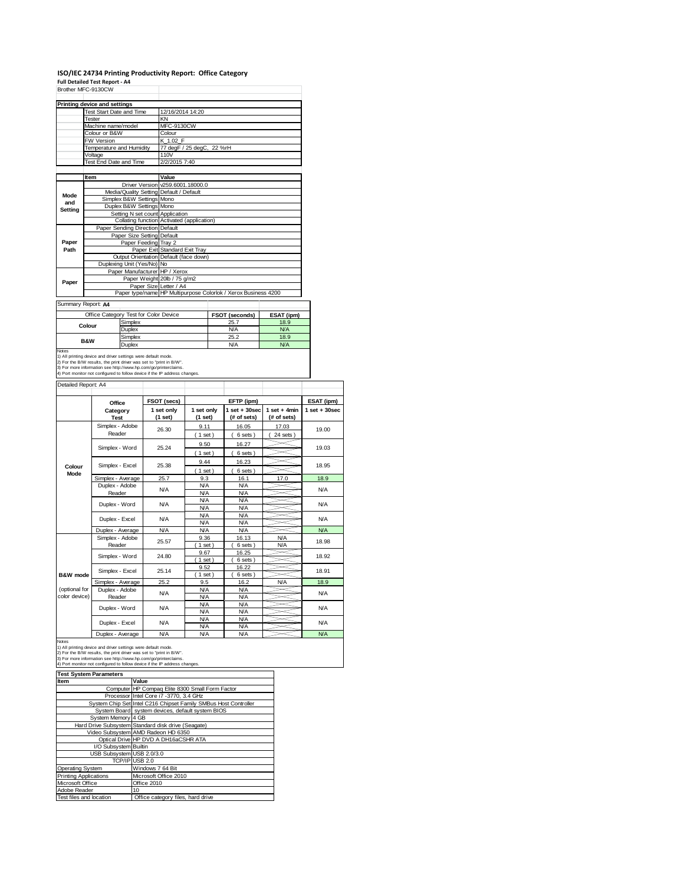# ISO/IEC 24734 Printing Productivity Report: Office Category

**Full Detailed Test Report - A4**

Brother MFC-9130CW

| Printing device and settings | |
|---|---|
| Test Start Date and Time | 12/16/2014 14:20 |
| Tester | KN |
| Machine name/model | MFC-9130CW |
| Colour or B&W | Colour |
| FW Version | K_1.02_F |
| Temperature and Humidity | 77 degF / 25 degC, 22 %rH |
| Voltage | 110V |
| Test End Date and Time | 2/2/2015 7:40 |

| | Item | Value |
|---|---|---|
| Mode and Setting | Driver Version | v259.6001.18000.0 |
| | Media/Quality Setting | Default / Default |
| | Simplex B&W Settings | Mono |
| | Duplex B&W Settings | Mono |
| | Setting N set count | Application |
| | Collating function | Activated (application) |
| Paper Path | Paper Sending Direction | Default |
| | Paper Size Setting | Default |
| | Paper Feeding | Tray 2 |
| | Paper Exit | Standard Exit Tray |
| | Output Orientation | Default (face down) |
| | Duplexing Unit (Yes/No) | No |
| Paper | Paper Manufacturer | HP / Xerox |
| | Paper Weight | 20lb / 75 g/m2 |
| | Paper Size | Letter / A4 |
| | Paper type/name | HP Multipurpose Colorlok / Xerox Business 4200 |

Summary Report: **A4**

| Office Category Test for Color Device | | FSOT (seconds) | ESAT (ipm) |
|---|---|---|---|
| Colour | Simplex | 25.7 | 18.9 |
| | Duplex | N/A | N/A |
| B&W | Simplex | 25.2 | 18.9 |
| | Duplex | N/A | N/A |

Notes
1) All printing device and driver settings were default mode.
2) For the B/W results, the print driver was set to "print in B/W".
3) For more information see http://www.hp.com/go/printerclaims.
4) Port monitor not configured to follow device if the IP address changes.

Detailed Report: A4

| | Office Category Test | FSOT (secs) 1 set only (1 set) | EFTP (ipm) 1 set only (1 set) | EFTP (ipm) 1 set + 30sec (# of sets) | EFTP (ipm) 1 set + 4min (# of sets) | ESAT (ipm) 1 set + 30sec |
|---|---|---|---|---|---|---|
| Colour Mode | Simplex - Adobe Reader | 26.30 | 9.11 (1 set) | 16.05 (6 sets) | 17.03 (24 sets) | 19.00 |
| | Simplex - Word | 25.24 | 9.50 (1 set) | 16.27 (6 sets) | | 19.03 |
| | Simplex - Excel | 25.38 | 9.44 (1 set) | 16.23 (6 sets) | | 18.95 |
| | Simplex - Average | 25.7 | 9.3 | 16.1 | 17.0 | 18.9 |
| | Duplex - Adobe Reader | N/A | N/A N/A | N/A N/A | | N/A |
| | Duplex - Word | N/A | N/A N/A | N/A N/A | | N/A |
| | Duplex - Excel | N/A | N/A N/A | N/A N/A | | N/A |
| | Duplex - Average | N/A | N/A | N/A | | N/A |
| B&W mode (optional for color device) | Simplex - Adobe Reader | 25.57 | 9.36 (1 set) | 16.13 (6 sets) | N/A N/A | 18.98 |
| | Simplex - Word | 24.80 | 9.67 (1 set) | 16.25 (6 sets) | | 18.92 |
| | Simplex - Excel | 25.14 | 9.52 (1 set) | 16.22 (6 sets) | | 18.91 |
| | Simplex - Average | 25.2 | 9.5 | 16.2 | N/A | 18.9 |
| | Duplex - Adobe Reader | N/A | N/A N/A | N/A N/A | | N/A |
| | Duplex - Word | N/A | N/A N/A | N/A N/A | | N/A |
| | Duplex - Excel | N/A | N/A N/A | N/A N/A | | N/A |
| | Duplex - Average | N/A | N/A | N/A | | N/A |

Notes
1) All printing device and driver settings were default mode.
2) For the B/W results, the print driver was set to "print in B/W".
3) For more information see http://www.hp.com/go/printerclaims.
4) Port monitor not configured to follow device if the IP address changes.

| Test System Parameters | |
|---|---|
| **Item** | **Value** |
| Computer | HP Compaq Elite 8300 Small Form Factor |
| Processor | Intel Core i7 -3770, 3.4 GHz |
| System Chip Set | Intel C216 Chipset Family SMBus Host Controller |
| System Board | system devices, default system BIOS |
| System Memory | 4 GB |
| Hard Drive Subsystem | Standard disk drive (Seagate) |
| Video Subsystem | AMD Radeon HD 6350 |
| Optical Drive | HP DVD A DH16aCSHR ATA |
| I/O Subsystem | Builtin |
| USB Subsystem | USB 2.0/3.0 |
| TCP/IP | USB 2.0 |
| Operating System | Windows 7 64 Bit |
| Printing Applications | Microsoft Office 2010 |
| Microsoft Office | Office 2010 |
| Adobe Reader | 10 |
| Test files and location | Office category files, hard drive |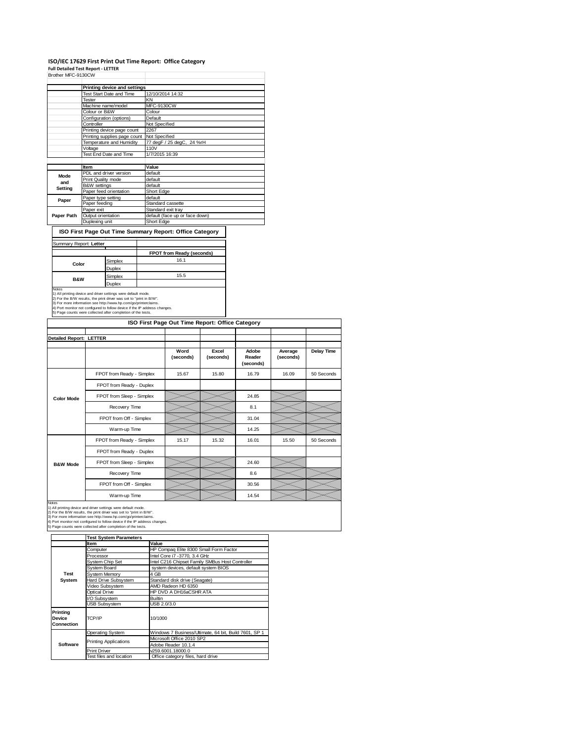# ISO/IEC 17629 First Print Out Time Report: Office Category

**Full Detailed Test Report - LETTER**

Brother MFC-9130CW

| | Printing device and settings | |
|---|---|---|
| | Test Start Date and Time | 12/10/2014 14:32 |
| | Tester | KN |
| | Machine name/model | MFC-9130CW |
| | Colour or B&W | Colour |
| | Configuration (options) | Default |
| | Controller | Not Specified |
| | Printing device page count | 2267 |
| | Printing supplies page count | Not Specified |
| | Temperature and Humidity | 77 degF / 25 degC, 24 %rH |
| | Voltage | 110V |
| | Test End Date and Time | 1/7/2015 16:39 |

| | Item | Value |
|---|---|---|
| Mode and Setting | PDL and driver version | default |
| | Print Quality mode | default |
| | B&W settings | default |
| | Paper feed orientation | Short Edge |
| Paper | Paper type setting | default |
| | Paper feeding | Standard cassette |
| Paper Path | Paper exit | Standard exit tray |
| | Output orientation | default (face up or face down) |
| | Duplexing unit | Short Edge |

## ISO First Page Out Time Summary Report: Office Category

Summary Report: **Letter**

| | | FPOT from Ready (seconds) |
|---|---|---|
| Color | Simplex | 16.1 |
| | Duplex | |
| B&W | Simplex | 15.5 |
| | Duplex | |

Notes
1) All printing device and driver settings were default mode.
2) For the B/W results, the print driver was set to "print in B/W".
3) For more information see http://www.hp.com/go/printerclaims.
4) Port monitor not configured to follow device if the IP address changes.
5) Page counts were collected after completion of the tests.

## ISO First Page Out Time Report: Office Category

**Detailed Report: LETTER**

| | | Word (seconds) | Excel (seconds) | Adobe Reader (seconds) | Average (seconds) | Delay Time |
|---|---|---|---|---|---|---|
| Color Mode | FPOT from Ready - Simplex | 15.67 | 15.80 | 16.79 | 16.09 | 50 Seconds |
| | FPOT from Ready - Duplex | | | | | |
| | FPOT from Sleep - Simplex | | | 24.85 | | |
| | Recovery Time | | | 8.1 | | |
| | FPOT from Off - Simplex | | | 31.04 | | |
| | Warm-up Time | | | 14.25 | | |
| B&W Mode | FPOT from Ready - Simplex | 15.17 | 15.32 | 16.01 | 15.50 | 50 Seconds |
| | FPOT from Ready - Duplex | | | | | |
| | FPOT from Sleep - Simplex | | | 24.60 | | |
| | Recovery Time | | | 8.6 | | |
| | FPOT from Off - Simplex | | | 30.56 | | |
| | Warm-up Time | | | 14.54 | | |

Notes
1) All printing device and driver settings were default mode.
2) For the B/W results, the print driver was set to "print in B/W".
3) For more information see http://www.hp.com/go/printerclaims.
4) Port monitor not configured to follow device if the IP address changes.
5) Page counts were collected after completion of the tests.

| | Test System Parameters | |
|---|---|---|
| | Item | Value |
| Test System | Computer | HP Compaq Elite 8300 Small Form Factor |
| | Processor | Intel Core i7 -3770, 3.4 GHz |
| | System Chip Set | Intel C216 Chipset Family SMBus Host Controller |
| | System Board | system devices, default system BIOS |
| | System Memory | 4 GB |
| | Hard Drive Subsystem | Standard disk drive (Seagate) |
| | Video Subsystem | AMD Radeon HD 6350 |
| | Optical Drive | HP DVD A DH16aCSHR ATA |
| | I/O Subsystem | Builtin |
| | USB Subsystem | USB 2.0/3.0 |
| Printing Device Connection | TCP/IP | 10/1000 |
| Software | Operating System | Windows 7 Business/Ultimate, 64 bit, Build 7601, SP 1 |
| | Printing Applications | Microsoft Office 2010 SP2 |
| | | Adobe Reader 10.1.4 |
| | Print Driver | v259.6001.18000.0 |
| | Test files and location | Office category files, hard drive |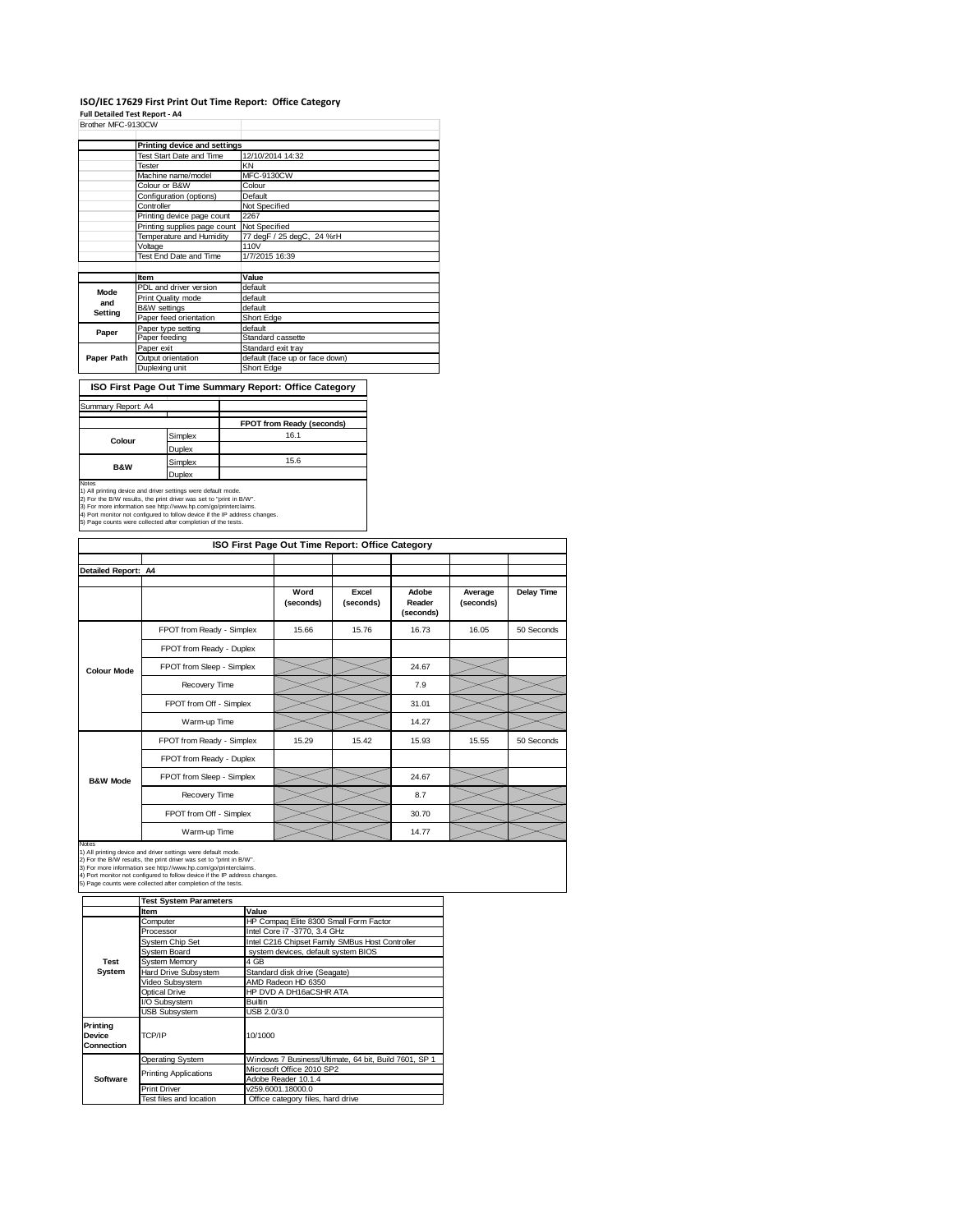# ISO/IEC 17629 First Print Out Time Report: Office Category

**Full Detailed Test Report - A4**

Brother MFC-9130CW

| | Printing device and settings | |
|---|---|---|
| | Test Start Date and Time | 12/10/2014 14:32 |
| | Tester | KN |
| | Machine name/model | MFC-9130CW |
| | Colour or B&W | Colour |
| | Configuration (options) | Default |
| | Controller | Not Specified |
| | Printing device page count | 2267 |
| | Printing supplies page count | Not Specified |
| | Temperature and Humidity | 77 degF / 25 degC, 24 %rH |
| | Voltage | 110V |
| | Test End Date and Time | 1/7/2015 16:39 |

| | Item | Value |
|---|---|---|
| Mode and Setting | PDL and driver version | default |
| | Print Quality mode | default |
| | B&W settings | default |
| | Paper feed orientation | Short Edge |
| Paper | Paper type setting | default |
| | Paper feeding | Standard cassette |
| Paper Path | Paper exit | Standard exit tray |
| | Output orientation | default (face up or face down) |
| | Duplexing unit | Short Edge |

## ISO First Page Out Time Summary Report: Office Category

Summary Report: A4

| | | FPOT from Ready (seconds) |
|---|---|---|
| Colour | Simplex | 16.1 |
| | Duplex | |
| B&W | Simplex | 15.6 |
| | Duplex | |

Notes
1) All printing device and driver settings were default mode.
2) For the B/W results, the print driver was set to "print in B/W".
3) For more information see http://www.hp.com/go/printerclaims.
4) Port monitor not configured to follow device if the IP address changes.
5) Page counts were collected after completion of the tests.

## ISO First Page Out Time Report: Office Category

Detailed Report: A4

| | | Word (seconds) | Excel (seconds) | Adobe Reader (seconds) | Average (seconds) | Delay Time |
|---|---|---|---|---|---|---|
| Colour Mode | FPOT from Ready - Simplex | 15.66 | 15.76 | 16.73 | 16.05 | 50 Seconds |
| | FPOT from Ready - Duplex | | | | | |
| | FPOT from Sleep - Simplex | | | 24.67 | | |
| | Recovery Time | | | 7.9 | | |
| | FPOT from Off - Simplex | | | 31.01 | | |
| | Warm-up Time | | | 14.27 | | |
| B&W Mode | FPOT from Ready - Simplex | 15.29 | 15.42 | 15.93 | 15.55 | 50 Seconds |
| | FPOT from Ready - Duplex | | | | | |
| | FPOT from Sleep - Simplex | | | 24.67 | | |
| | Recovery Time | | | 8.7 | | |
| | FPOT from Off - Simplex | | | 30.70 | | |
| | Warm-up Time | | | 14.77 | | |

Notes
1) All printing device and driver settings were default mode.
2) For the B/W results, the print driver was set to "print in B/W".
3) For more information see http://www.hp.com/go/printerclaims.
4) Port monitor not configured to follow device if the IP address changes.
5) Page counts were collected after completion of the tests.

| | Test System Parameters | |
|---|---|---|
| | Item | Value |
| Test System | Computer | HP Compaq Elite 8300 Small Form Factor |
| | Processor | Intel Core i7 -3770, 3.4 GHz |
| | System Chip Set | Intel C216 Chipset Family SMBus Host Controller |
| | System Board | system devices, default system BIOS |
| | System Memory | 4 GB |
| | Hard Drive Subsystem | Standard disk drive (Seagate) |
| | Video Subsystem | AMD Radeon HD 6350 |
| | Optical Drive | HP DVD A DH16aCSHR ATA |
| | I/O Subsystem | Builtin |
| | USB Subsystem | USB 2.0/3.0 |
| Printing Device Connection | TCP/IP | 10/1000 |
| Software | Operating System | Windows 7 Business/Ultimate, 64 bit, Build 7601, SP 1 |
| | Printing Applications | Microsoft Office 2010 SP2 |
| | | Adobe Reader 10.1.4 |
| | Print Driver | v259.6001.18000.0 |
| | Test files and location | Office category files, hard drive |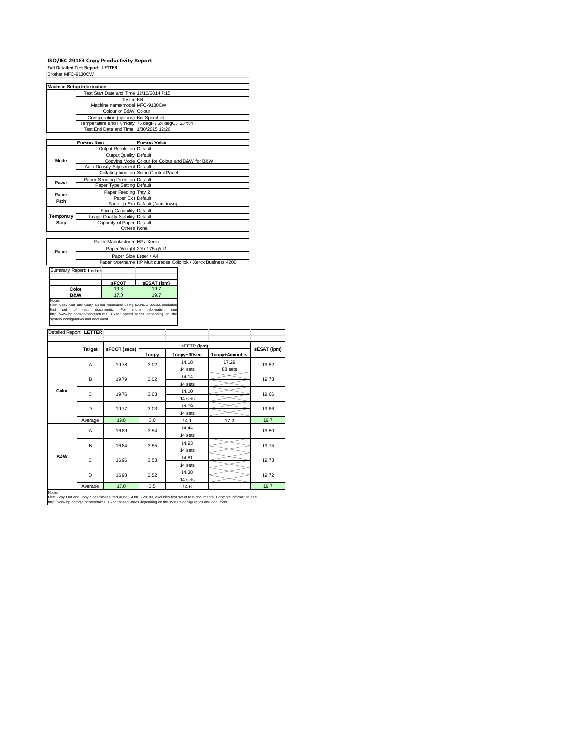**ISO/IEC 29183 Copy Productivity Report**

**Full Detailed Test Report - LETTER**

Brother MFC-9130CW

| Machine Setup Information | | |
|---|---|---|
| | Test Start Date and Time | 12/10/2014 7:15 |
| | Tester | KN |
| | Machine name/model | MFC-9130CW |
| | Colour or B&W | Colour |
| | Configuration (options) | Not Specified |
| | Temperature and Humidity | 76 degF / 24 degC, 23 %rH |
| | Test End Date and Time: | 1/30/2015 12:26 |

| | Pre-set Item | Pre-set Value |
|---|---|---|
| Mode | Output Resolution | Default |
| | Output Quality | Default |
| | Copying Mode | Colour for Colour and B&W for B&W |
| | Auto Density Adjustment | Default |
| | Collating function | Set in Control Panel |
| Paper | Paper Sending Direction | Default |
| | Paper Type Setting | Default |
| Paper Path | Paper Feeding | Tray 2 |
| | Paper Exit | Default |
| | Face Up Exit | Default (face down) |
| Temporary Stop | Fixing Capability | Default |
| | Image Quality Stability | Default |
| | Capacity of Paper | Default |
| | Others | None |

| | | |
|---|---|---|
| Paper | Paper Manufacturer | HP / Xerox |
| | Paper Weight | 20lb / 75 g/m2 |
| | Paper Size | Letter / A4 |
| | Paper type/name | HP Multipurpose Colorlok / Xerox Business 4200 |

Summary Report: **Letter**

| | sFCOT | sESAT (ipm) |
|---|---|---|
| Color | 19.8 | 19.7 |
| B&W | 17.0 | 19.7 |

Notes
First Copy Out and Copy Speed measured using ISO/IEC 29183, excludes first set of test documents. For more information see http://www.hp.com/go/printerclaims. Exact speed varies depending on the system configuration and document.

Detailed Report: **LETTER**

| | Target | sFCOT (secs) | sEFTP (ipm) | | | sESAT (ipm) |
|---|---|---|---|---|---|---|
| | | | 1copy | 1copy+30sec | 1copy+4minutes | |
| Color | A | 19.78 | 3.02 | 14.18 | 17.29 | 19.82 |
| | | | | 14 sets | 88 sets | |
| | B | 19.79 | 3.02 | 14.14 | | 19.73 |
| | | | | 14 sets | | |
| | C | 19.76 | 3.03 | 14.10 | | 19.66 |
| | | | | 14 sets | | |
| | D | 19.77 | 3.03 | 14.09 | | 19.66 |
| | | | | 14 sets | | |
| | Average | 19.8 | 3.0 | 14.1 | 17.2 | 19.7 |
| B&W | A | 16.89 | 3.54 | 14.44 | | 19.80 |
| | | | | 14 sets | | |
| | B | 16.84 | 3.55 | 14.93 | | 19.75 |
| | | | | 14 sets | | |
| | C | 16.96 | 3.53 | 14.81 | | 19.73 |
| | | | | 14 sets | | |
| | D | 16.98 | 3.52 | 14.38 | | 19.72 |
| | | | | 14 sets | | |
| | Average | 17.0 | 3.5 | 14.6 | | 19.7 |

Notes
First Copy Out and Copy Speed measured using ISO/IEC 29183, excludes first set of test documents. For more information see http://www.hp.com/go/printerclaims. Exact speed varies depending on the system configuration and document.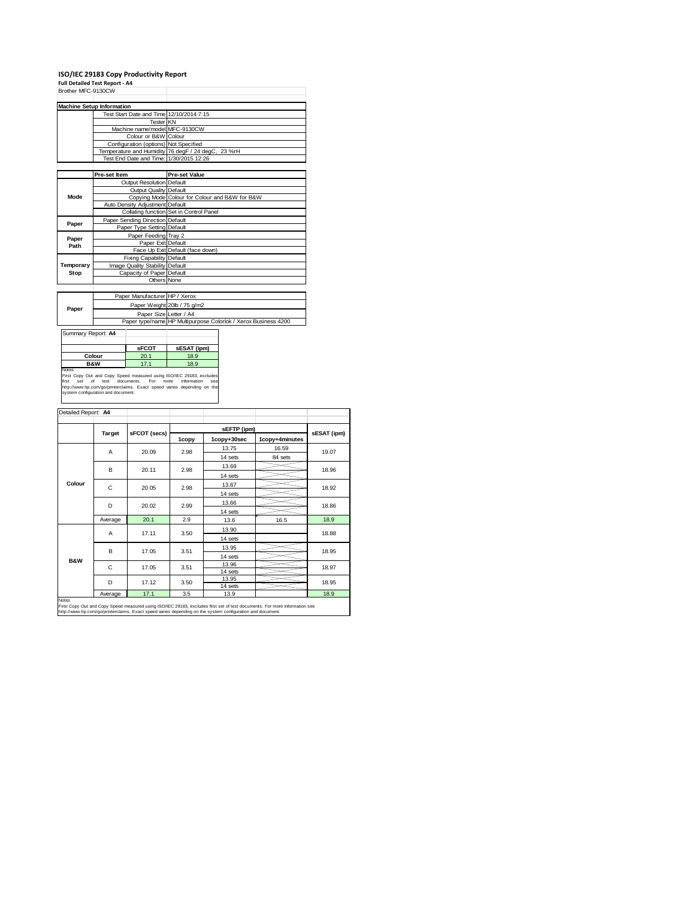**ISO/IEC 29183 Copy Productivity Report**

**Full Detailed Test Report - A4**

Brother MFC-9130CW

| **Machine Setup Information** | | |
|---|---|---|
| | Test Start Date and Time | 12/10/2014 7:15 |
| | Tester | KN |
| | Machine name/model | MFC-9130CW |
| | Colour or B&W | Colour |
| | Configuration (options) | Not Specified |
| | Temperature and Humidity | 76 degF / 24 degC, 23 %rH |
| | Test End Date and Time: | 1/30/2015 12:26 |

| | Pre-set Item | Pre-set Value |
|---|---|---|
| **Mode** | Output Resolution | Default |
| | Output Quality | Default |
| | Copying Mode | Colour for Colour and B&W for B&W |
| | Auto Density Adjustment | Default |
| | Collating function | Set in Control Panel |
| **Paper** | Paper Sending Direction | Default |
| | Paper Type Setting | Default |
| **Paper Path** | Paper Feeding | Tray 2 |
| | Paper Exit | Default |
| | Face Up Exit | Default (face down) |
| **Temporary Stop** | Fixing Capability | Default |
| | Image Quality Stability | Default |
| | Capacity of Paper | Default |
| | Others | None |

| | | |
|---|---|---|
| **Paper** | Paper Manufacturer | HP / Xerox |
| | Paper Weight | 20lb / 75 g/m2 |
| | Paper Size | Letter / A4 |
| | Paper type/name | HP Multipurpose Colorlok / Xerox Business 4200 |

Summary Report: **A4**

| | sFCOT | sESAT (ipm) |
|---|---|---|
| **Colour** | 20.1 | 18.9 |
| **B&W** | 17.1 | 18.9 |

Notes
First Copy Out and Copy Speed measured using ISO/IEC 29183, excludes first set of test documents. For more information see http://www.hp.com/go/printerclaims. Exact speed varies depending on the system configuration and document.

Detailed Report: **A4**

| | Target | sFCOT (secs) | sEFTP (ipm) | | | sESAT (ipm) |
|---|---|---|---|---|---|---|
| | | | 1copy | 1copy+30sec | 1copy+4minutes | |
| **Colour** | A | 20.09 | 2.98 | 13.75 / 14 sets | 16.59 / 84 sets | 19.07 |
| | B | 20.11 | 2.98 | 13.69 / 14 sets | | 18.96 |
| | C | 20.05 | 2.98 | 13.67 / 14 sets | | 18.92 |
| | D | 20.02 | 2.99 | 13.66 / 14 sets | | 18.86 |
| | Average | 20.1 | 2.9 | 13.6 | 16.5 | 18.9 |
| **B&W** | A | 17.11 | 3.50 | 13.90 / 14 sets | | 18.88 |
| | B | 17.05 | 3.51 | 13.95 / 14 sets | | 18.95 |
| | C | 17.05 | 3.51 | 13.96 / 14 sets | | 18.97 |
| | D | 17.12 | 3.50 | 13.95 / 14 sets | | 18.95 |
| | Average | 17.1 | 3.5 | 13.9 | | 18.9 |

Notes
First Copy Out and Copy Speed measured using ISO/IEC 29183, excludes first set of test documents. For more information see http://www.hp.com/go/printerclaims. Exact speed varies depending on the system configuration and document.